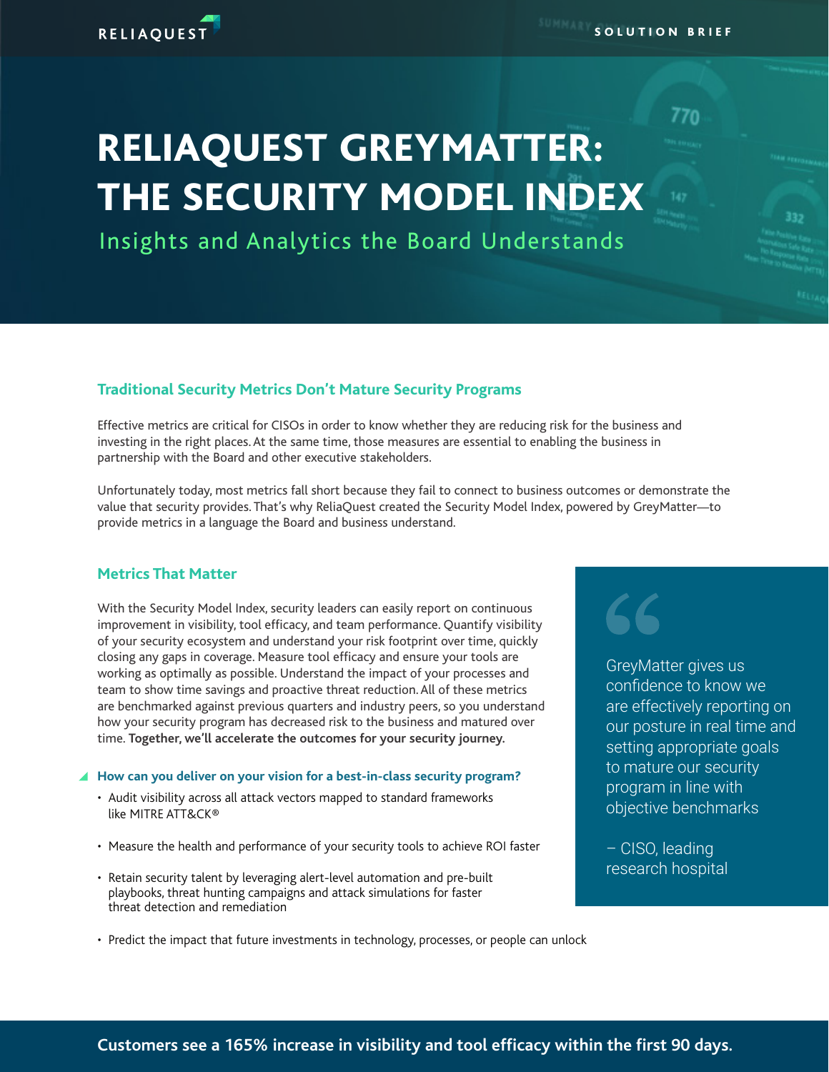RELIAQUEST

SOLUTION BRIEF

# RELIAQUEST GREYMATTER: THE SECURITY MODEL INDEX

## Insights and Analytics the Board Understands

### Traditional Security Metrics Don't Mature Security Programs

Effective metrics are critical for CISOs in order to know whether they are reducing risk for the business and investing in the right places. At the same time, those measures are essential to enabling the business in partnership with the Board and other executive stakeholders.

Unfortunately today, most metrics fall short because they fail to connect to business outcomes or demonstrate the value that security provides. That's why ReliaQuest created the Security Model Index, powered by GreyMatter—to provide metrics in a language the Board and business understand.

### Metrics That Matter

With the Security Model Index, security leaders can easily report on continuous improvement in visibility, tool efficacy, and team performance. Quantify visibility of your security ecosystem and understand your risk footprint over time, quickly closing any gaps in coverage. Measure tool efficacy and ensure your tools are working as optimally as possible. Understand the impact of your processes and team to show time savings and proactive threat reduction. All of these metrics are benchmarked against previous quarters and industry peers, so you understand how your security program has decreased risk to the business and matured over time. **Together, we'll accelerate the outcomes for your security journey.**

**How can you deliver on your vision for a best-in-class security program?**

- Audit visibility across all attack vectors mapped to standard frameworks like MITRE ATT&CK®
- Measure the health and performance of your security tools to achieve ROI faster
- Retain security talent by leveraging alert-level automation and pre-built playbooks, threat hunting campaigns and attack simulations for faster threat detection and remediation
- Predict the impact that future investments in technology, processes, or people can unlock

> GreyMatter gives us confidence to know we are effectively reporting on our posture in real time and setting appropriate goals to mature our security program in line with objective benchmarks
>
> – CISO, leading research hospital

**Customers see a 165% increase in visibility and tool efficacy within the first 90 days.**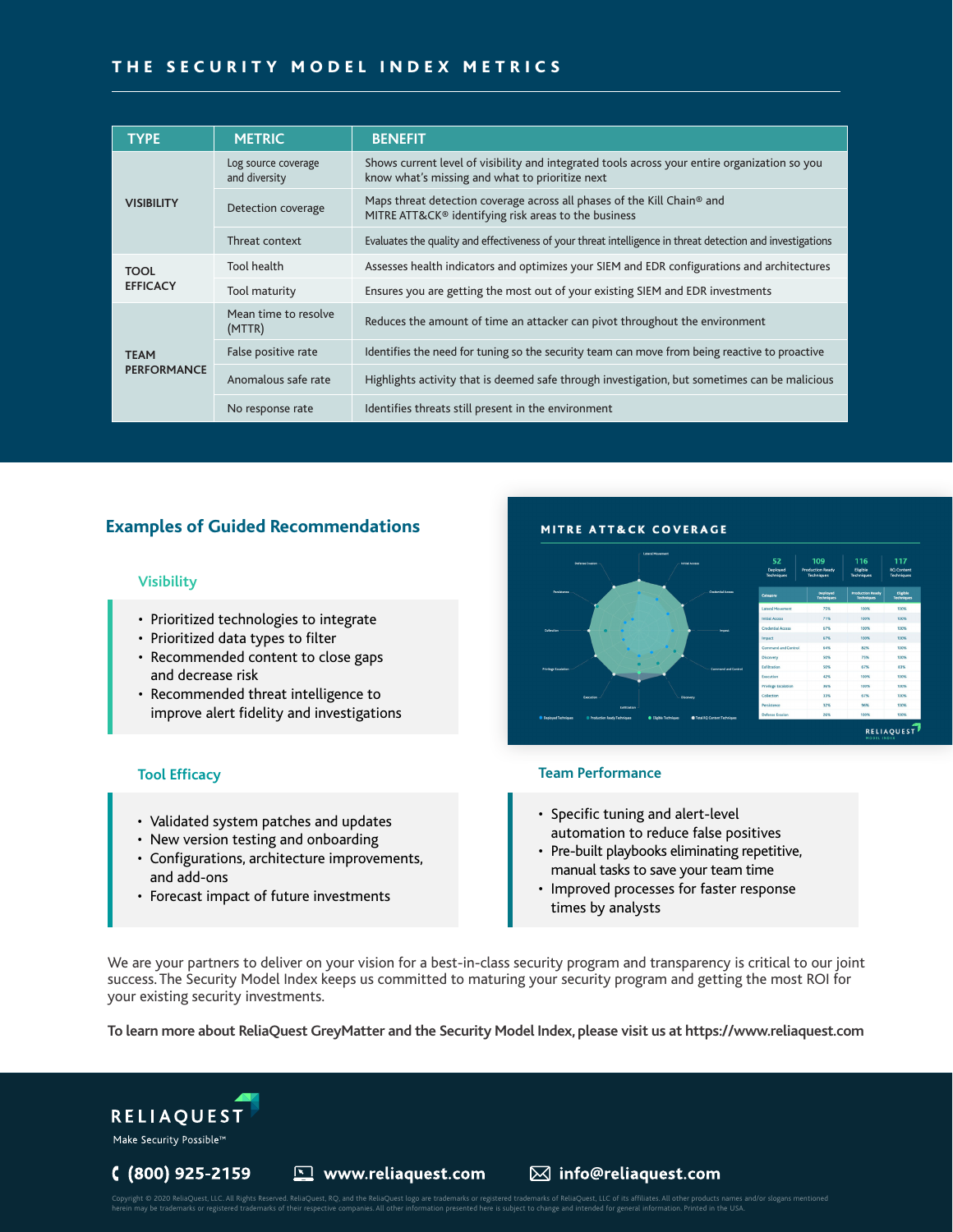## THE SECURITY MODEL INDEX METRICS

| TYPE | METRIC | BENEFIT |
|---|---|---|
| VISIBILITY | Log source coverage and diversity | Shows current level of visibility and integrated tools across your entire organization so you know what's missing and what to prioritize next |
| | Detection coverage | Maps threat detection coverage across all phases of the Kill Chain® and MITRE ATT&CK® identifying risk areas to the business |
| | Threat context | Evaluates the quality and effectiveness of your threat intelligence in threat detection and investigations |
| TOOL EFFICACY | Tool health | Assesses health indicators and optimizes your SIEM and EDR configurations and architectures |
| | Tool maturity | Ensures you are getting the most out of your existing SIEM and EDR investments |
| TEAM PERFORMANCE | Mean time to resolve (MTTR) | Reduces the amount of time an attacker can pivot throughout the environment |
| | False positive rate | Identifies the need for tuning so the security team can move from being reactive to proactive |
| | Anomalous safe rate | Highlights activity that is deemed safe through investigation, but sometimes can be malicious |
| | No response rate | Identifies threats still present in the environment |

## Examples of Guided Recommendations

### Visibility

- Prioritized technologies to integrate
- Prioritized data types to filter
- Recommended content to close gaps and decrease risk
- Recommended threat intelligence to improve alert fidelity and investigations

MITRE ATT&CK COVERAGE

52 Deployed Techniques
109 Production Ready Techniques
116 Eligible Techniques
117 RQ Content Techniques

### Tool Efficacy

- Validated system patches and updates
- New version testing and onboarding
- Configurations, architecture improvements, and add-ons
- Forecast impact of future investments

### Team Performance

- Specific tuning and alert-level automation to reduce false positives
- Pre-built playbooks eliminating repetitive, manual tasks to save your team time
- Improved processes for faster response times by analysts

We are your partners to deliver on your vision for a best-in-class security program and transparency is critical to our joint success. The Security Model Index keeps us committed to maturing your security program and getting the most ROI for your existing security investments.

**To learn more about ReliaQuest GreyMatter and the Security Model Index, please visit us at https://www.reliaquest.com**

RELIAQUEST

Make Security Possible™

(800) 925-2159 | www.reliaquest.com | info@reliaquest.com

Copyright © 2020 ReliaQuest, LLC. All Rights Reserved. ReliaQuest, RQ, and the ReliaQuest logo are trademarks or registered trademarks of ReliaQuest, LLC of its affiliates. All other products names and/or slogans mentioned herein may be trademarks or registered trademarks of their respective companies. All other information presented here is subject to change and intended for general information. Printed in the USA.